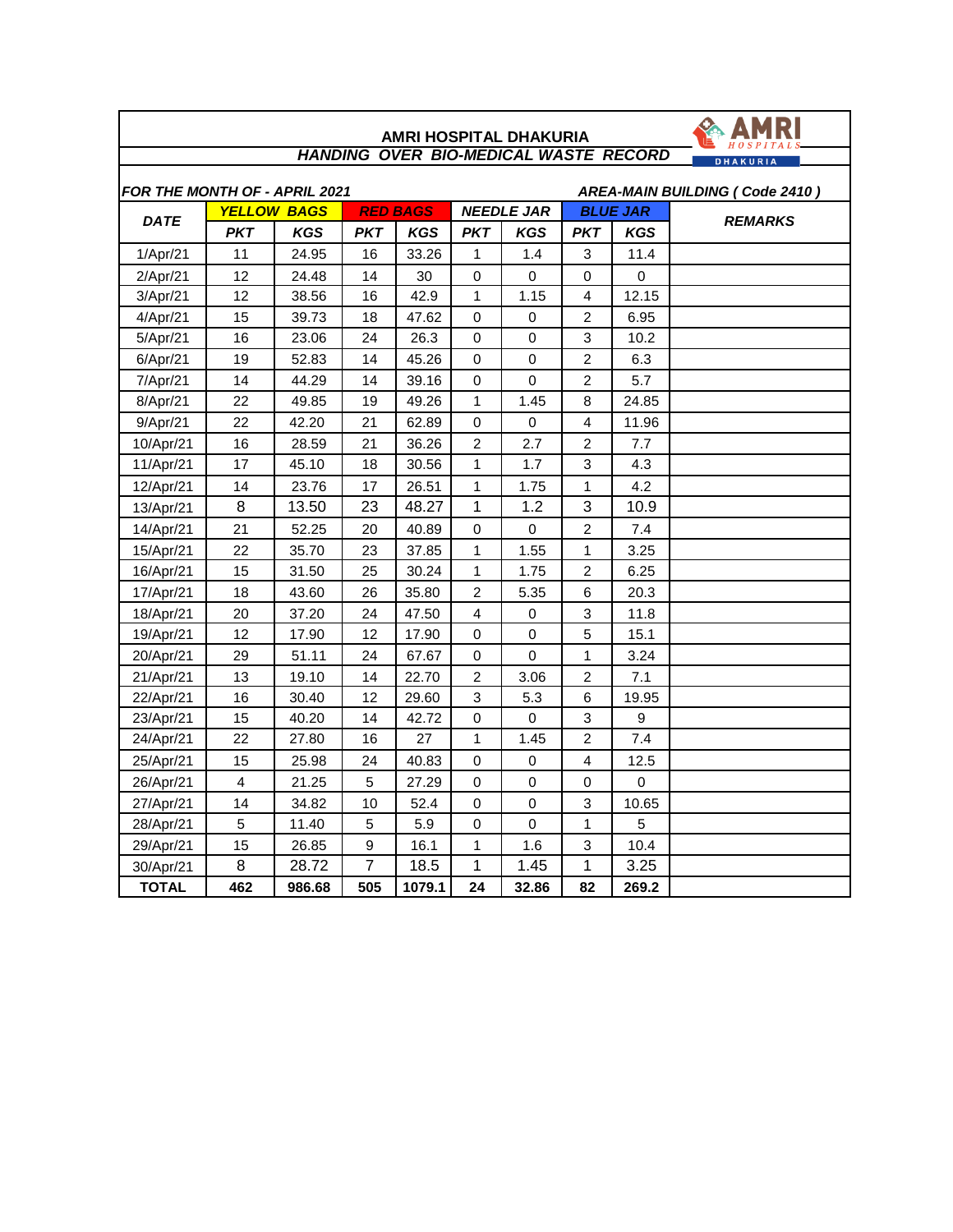# AMRI HOSPITAL DHAKURIA

## *HANDING OVER BIO-MEDICAL WASTE RECORD*

***FOR THE MONTH OF - APRIL 2021*** ***AREA-MAIN BUILDING ( Code 2410 )***

| DATE | YELLOW BAGS | | RED BAGS | | NEEDLE JAR | | BLUE JAR | | REMARKS |
|---|---|---|---|---|---|---|---|---|---|
| | PKT | KGS | PKT | KGS | PKT | KGS | PKT | KGS | |
| 1/Apr/21 | 11 | 24.95 | 16 | 33.26 | 1 | 1.4 | 3 | 11.4 | |
| 2/Apr/21 | 12 | 24.48 | 14 | 30 | 0 | 0 | 0 | 0 | |
| 3/Apr/21 | 12 | 38.56 | 16 | 42.9 | 1 | 1.15 | 4 | 12.15 | |
| 4/Apr/21 | 15 | 39.73 | 18 | 47.62 | 0 | 0 | 2 | 6.95 | |
| 5/Apr/21 | 16 | 23.06 | 24 | 26.3 | 0 | 0 | 3 | 10.2 | |
| 6/Apr/21 | 19 | 52.83 | 14 | 45.26 | 0 | 0 | 2 | 6.3 | |
| 7/Apr/21 | 14 | 44.29 | 14 | 39.16 | 0 | 0 | 2 | 5.7 | |
| 8/Apr/21 | 22 | 49.85 | 19 | 49.26 | 1 | 1.45 | 8 | 24.85 | |
| 9/Apr/21 | 22 | 42.20 | 21 | 62.89 | 0 | 0 | 4 | 11.96 | |
| 10/Apr/21 | 16 | 28.59 | 21 | 36.26 | 2 | 2.7 | 2 | 7.7 | |
| 11/Apr/21 | 17 | 45.10 | 18 | 30.56 | 1 | 1.7 | 3 | 4.3 | |
| 12/Apr/21 | 14 | 23.76 | 17 | 26.51 | 1 | 1.75 | 1 | 4.2 | |
| 13/Apr/21 | 8 | 13.50 | 23 | 48.27 | 1 | 1.2 | 3 | 10.9 | |
| 14/Apr/21 | 21 | 52.25 | 20 | 40.89 | 0 | 0 | 2 | 7.4 | |
| 15/Apr/21 | 22 | 35.70 | 23 | 37.85 | 1 | 1.55 | 1 | 3.25 | |
| 16/Apr/21 | 15 | 31.50 | 25 | 30.24 | 1 | 1.75 | 2 | 6.25 | |
| 17/Apr/21 | 18 | 43.60 | 26 | 35.80 | 2 | 5.35 | 6 | 20.3 | |
| 18/Apr/21 | 20 | 37.20 | 24 | 47.50 | 4 | 0 | 3 | 11.8 | |
| 19/Apr/21 | 12 | 17.90 | 12 | 17.90 | 0 | 0 | 5 | 15.1 | |
| 20/Apr/21 | 29 | 51.11 | 24 | 67.67 | 0 | 0 | 1 | 3.24 | |
| 21/Apr/21 | 13 | 19.10 | 14 | 22.70 | 2 | 3.06 | 2 | 7.1 | |
| 22/Apr/21 | 16 | 30.40 | 12 | 29.60 | 3 | 5.3 | 6 | 19.95 | |
| 23/Apr/21 | 15 | 40.20 | 14 | 42.72 | 0 | 0 | 3 | 9 | |
| 24/Apr/21 | 22 | 27.80 | 16 | 27 | 1 | 1.45 | 2 | 7.4 | |
| 25/Apr/21 | 15 | 25.98 | 24 | 40.83 | 0 | 0 | 4 | 12.5 | |
| 26/Apr/21 | 4 | 21.25 | 5 | 27.29 | 0 | 0 | 0 | 0 | |
| 27/Apr/21 | 14 | 34.82 | 10 | 52.4 | 0 | 0 | 3 | 10.65 | |
| 28/Apr/21 | 5 | 11.40 | 5 | 5.9 | 0 | 0 | 1 | 5 | |
| 29/Apr/21 | 15 | 26.85 | 9 | 16.1 | 1 | 1.6 | 3 | 10.4 | |
| 30/Apr/21 | 8 | 28.72 | 7 | 18.5 | 1 | 1.45 | 1 | 3.25 | |
| **TOTAL** | **462** | **986.68** | **505** | **1079.1** | **24** | **32.86** | **82** | **269.2** | |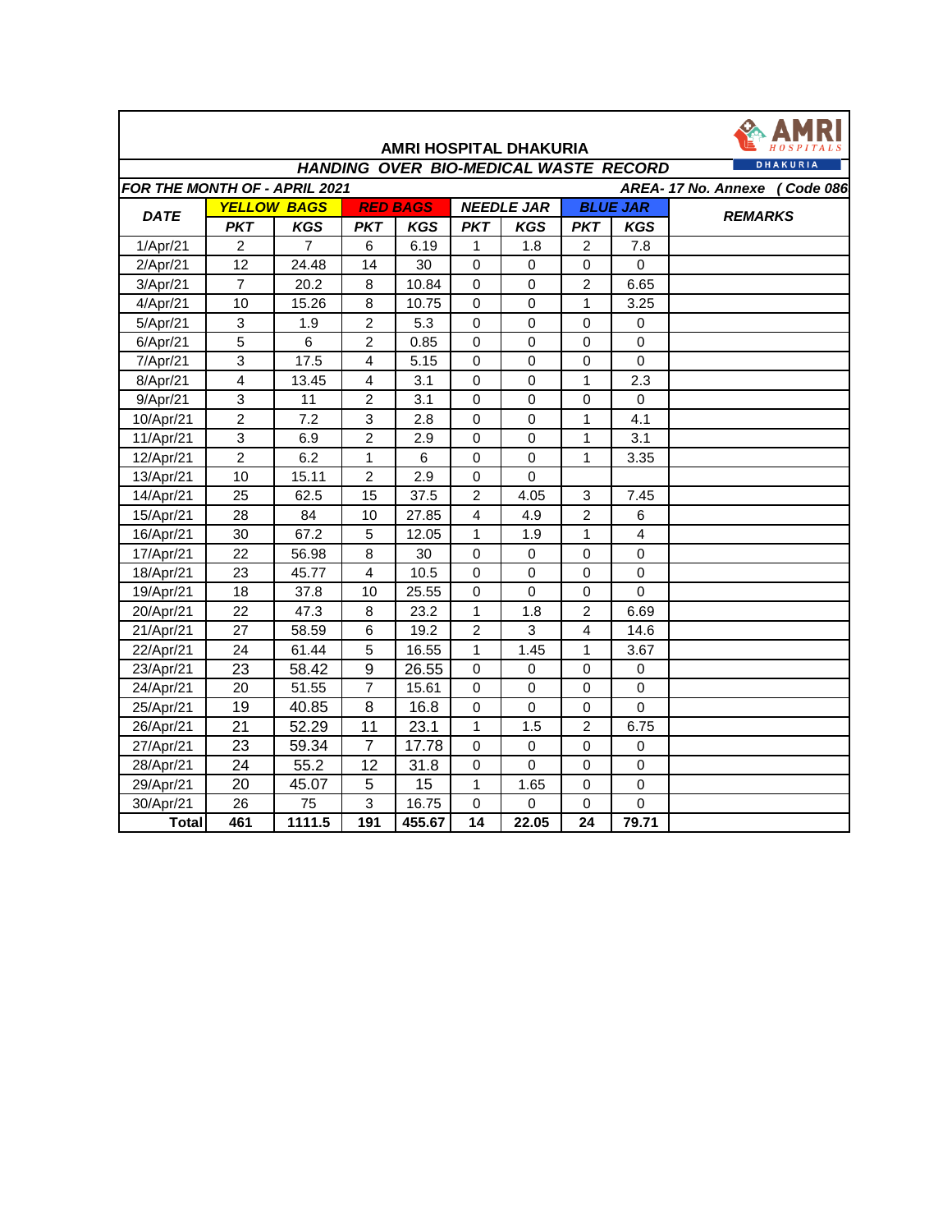# AMRI HOSPITAL DHAKURIA

AMRI HOSPITALS DHAKURIA

## *HANDING OVER BIO-MEDICAL WASTE RECORD*

***FOR THE MONTH OF - APRIL 2021*** ***AREA- 17 No. Annexe ( Code 086***

| DATE | YELLOW BAGS | | RED BAGS | | NEEDLE JAR | | BLUE JAR | | REMARKS |
|---|---|---|---|---|---|---|---|---|---|
| | PKT | KGS | PKT | KGS | PKT | KGS | PKT | KGS | |
| 1/Apr/21 | 2 | 7 | 6 | 6.19 | 1 | 1.8 | 2 | 7.8 | |
| 2/Apr/21 | 12 | 24.48 | 14 | 30 | 0 | 0 | 0 | 0 | |
| 3/Apr/21 | 7 | 20.2 | 8 | 10.84 | 0 | 0 | 2 | 6.65 | |
| 4/Apr/21 | 10 | 15.26 | 8 | 10.75 | 0 | 0 | 1 | 3.25 | |
| 5/Apr/21 | 3 | 1.9 | 2 | 5.3 | 0 | 0 | 0 | 0 | |
| 6/Apr/21 | 5 | 6 | 2 | 0.85 | 0 | 0 | 0 | 0 | |
| 7/Apr/21 | 3 | 17.5 | 4 | 5.15 | 0 | 0 | 0 | 0 | |
| 8/Apr/21 | 4 | 13.45 | 4 | 3.1 | 0 | 0 | 1 | 2.3 | |
| 9/Apr/21 | 3 | 11 | 2 | 3.1 | 0 | 0 | 0 | 0 | |
| 10/Apr/21 | 2 | 7.2 | 3 | 2.8 | 0 | 0 | 1 | 4.1 | |
| 11/Apr/21 | 3 | 6.9 | 2 | 2.9 | 0 | 0 | 1 | 3.1 | |
| 12/Apr/21 | 2 | 6.2 | 1 | 6 | 0 | 0 | 1 | 3.35 | |
| 13/Apr/21 | 10 | 15.11 | 2 | 2.9 | 0 | 0 | | | |
| 14/Apr/21 | 25 | 62.5 | 15 | 37.5 | 2 | 4.05 | 3 | 7.45 | |
| 15/Apr/21 | 28 | 84 | 10 | 27.85 | 4 | 4.9 | 2 | 6 | |
| 16/Apr/21 | 30 | 67.2 | 5 | 12.05 | 1 | 1.9 | 1 | 4 | |
| 17/Apr/21 | 22 | 56.98 | 8 | 30 | 0 | 0 | 0 | 0 | |
| 18/Apr/21 | 23 | 45.77 | 4 | 10.5 | 0 | 0 | 0 | 0 | |
| 19/Apr/21 | 18 | 37.8 | 10 | 25.55 | 0 | 0 | 0 | 0 | |
| 20/Apr/21 | 22 | 47.3 | 8 | 23.2 | 1 | 1.8 | 2 | 6.69 | |
| 21/Apr/21 | 27 | 58.59 | 6 | 19.2 | 2 | 3 | 4 | 14.6 | |
| 22/Apr/21 | 24 | 61.44 | 5 | 16.55 | 1 | 1.45 | 1 | 3.67 | |
| 23/Apr/21 | 23 | 58.42 | 9 | 26.55 | 0 | 0 | 0 | 0 | |
| 24/Apr/21 | 20 | 51.55 | 7 | 15.61 | 0 | 0 | 0 | 0 | |
| 25/Apr/21 | 19 | 40.85 | 8 | 16.8 | 0 | 0 | 0 | 0 | |
| 26/Apr/21 | 21 | 52.29 | 11 | 23.1 | 1 | 1.5 | 2 | 6.75 | |
| 27/Apr/21 | 23 | 59.34 | 7 | 17.78 | 0 | 0 | 0 | 0 | |
| 28/Apr/21 | 24 | 55.2 | 12 | 31.8 | 0 | 0 | 0 | 0 | |
| 29/Apr/21 | 20 | 45.07 | 5 | 15 | 1 | 1.65 | 0 | 0 | |
| 30/Apr/21 | 26 | 75 | 3 | 16.75 | 0 | 0 | 0 | 0 | |
| **Total** | **461** | **1111.5** | **191** | **455.67** | **14** | **22.05** | **24** | **79.71** | |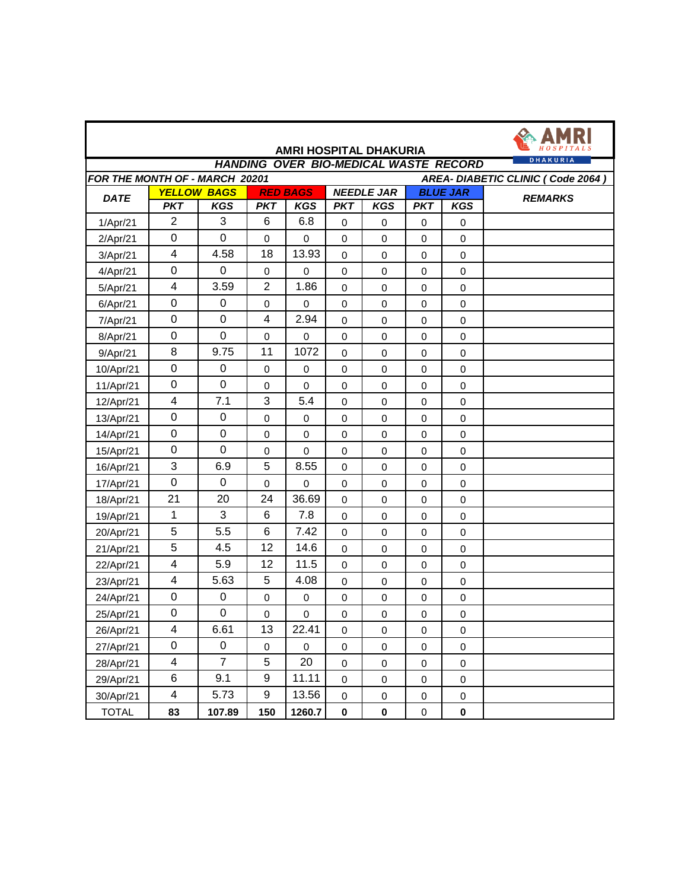**AMRI HOSPITAL DHAKURIA**

AMRI HOSPITALS DHAKURIA

***HANDING OVER BIO-MEDICAL WASTE RECORD***

***FOR THE MONTH OF - MARCH 20201*** ***AREA- DIABETIC CLINIC ( Code 2064 )***

| DATE | YELLOW BAGS | | RED BAGS | | NEEDLE JAR | | BLUE JAR | | REMARKS |
|---|---|---|---|---|---|---|---|---|---|
| | PKT | KGS | PKT | KGS | PKT | KGS | PKT | KGS | |
| 1/Apr/21 | 2 | 3 | 6 | 6.8 | 0 | 0 | 0 | 0 | |
| 2/Apr/21 | 0 | 0 | 0 | 0 | 0 | 0 | 0 | 0 | |
| 3/Apr/21 | 4 | 4.58 | 18 | 13.93 | 0 | 0 | 0 | 0 | |
| 4/Apr/21 | 0 | 0 | 0 | 0 | 0 | 0 | 0 | 0 | |
| 5/Apr/21 | 4 | 3.59 | 2 | 1.86 | 0 | 0 | 0 | 0 | |
| 6/Apr/21 | 0 | 0 | 0 | 0 | 0 | 0 | 0 | 0 | |
| 7/Apr/21 | 0 | 0 | 4 | 2.94 | 0 | 0 | 0 | 0 | |
| 8/Apr/21 | 0 | 0 | 0 | 0 | 0 | 0 | 0 | 0 | |
| 9/Apr/21 | 8 | 9.75 | 11 | 1072 | 0 | 0 | 0 | 0 | |
| 10/Apr/21 | 0 | 0 | 0 | 0 | 0 | 0 | 0 | 0 | |
| 11/Apr/21 | 0 | 0 | 0 | 0 | 0 | 0 | 0 | 0 | |
| 12/Apr/21 | 4 | 7.1 | 3 | 5.4 | 0 | 0 | 0 | 0 | |
| 13/Apr/21 | 0 | 0 | 0 | 0 | 0 | 0 | 0 | 0 | |
| 14/Apr/21 | 0 | 0 | 0 | 0 | 0 | 0 | 0 | 0 | |
| 15/Apr/21 | 0 | 0 | 0 | 0 | 0 | 0 | 0 | 0 | |
| 16/Apr/21 | 3 | 6.9 | 5 | 8.55 | 0 | 0 | 0 | 0 | |
| 17/Apr/21 | 0 | 0 | 0 | 0 | 0 | 0 | 0 | 0 | |
| 18/Apr/21 | 21 | 20 | 24 | 36.69 | 0 | 0 | 0 | 0 | |
| 19/Apr/21 | 1 | 3 | 6 | 7.8 | 0 | 0 | 0 | 0 | |
| 20/Apr/21 | 5 | 5.5 | 6 | 7.42 | 0 | 0 | 0 | 0 | |
| 21/Apr/21 | 5 | 4.5 | 12 | 14.6 | 0 | 0 | 0 | 0 | |
| 22/Apr/21 | 4 | 5.9 | 12 | 11.5 | 0 | 0 | 0 | 0 | |
| 23/Apr/21 | 4 | 5.63 | 5 | 4.08 | 0 | 0 | 0 | 0 | |
| 24/Apr/21 | 0 | 0 | 0 | 0 | 0 | 0 | 0 | 0 | |
| 25/Apr/21 | 0 | 0 | 0 | 0 | 0 | 0 | 0 | 0 | |
| 26/Apr/21 | 4 | 6.61 | 13 | 22.41 | 0 | 0 | 0 | 0 | |
| 27/Apr/21 | 0 | 0 | 0 | 0 | 0 | 0 | 0 | 0 | |
| 28/Apr/21 | 4 | 7 | 5 | 20 | 0 | 0 | 0 | 0 | |
| 29/Apr/21 | 6 | 9.1 | 9 | 11.11 | 0 | 0 | 0 | 0 | |
| 30/Apr/21 | 4 | 5.73 | 9 | 13.56 | 0 | 0 | 0 | 0 | |
| TOTAL | **83** | **107.89** | **150** | **1260.7** | **0** | **0** | 0 | **0** | |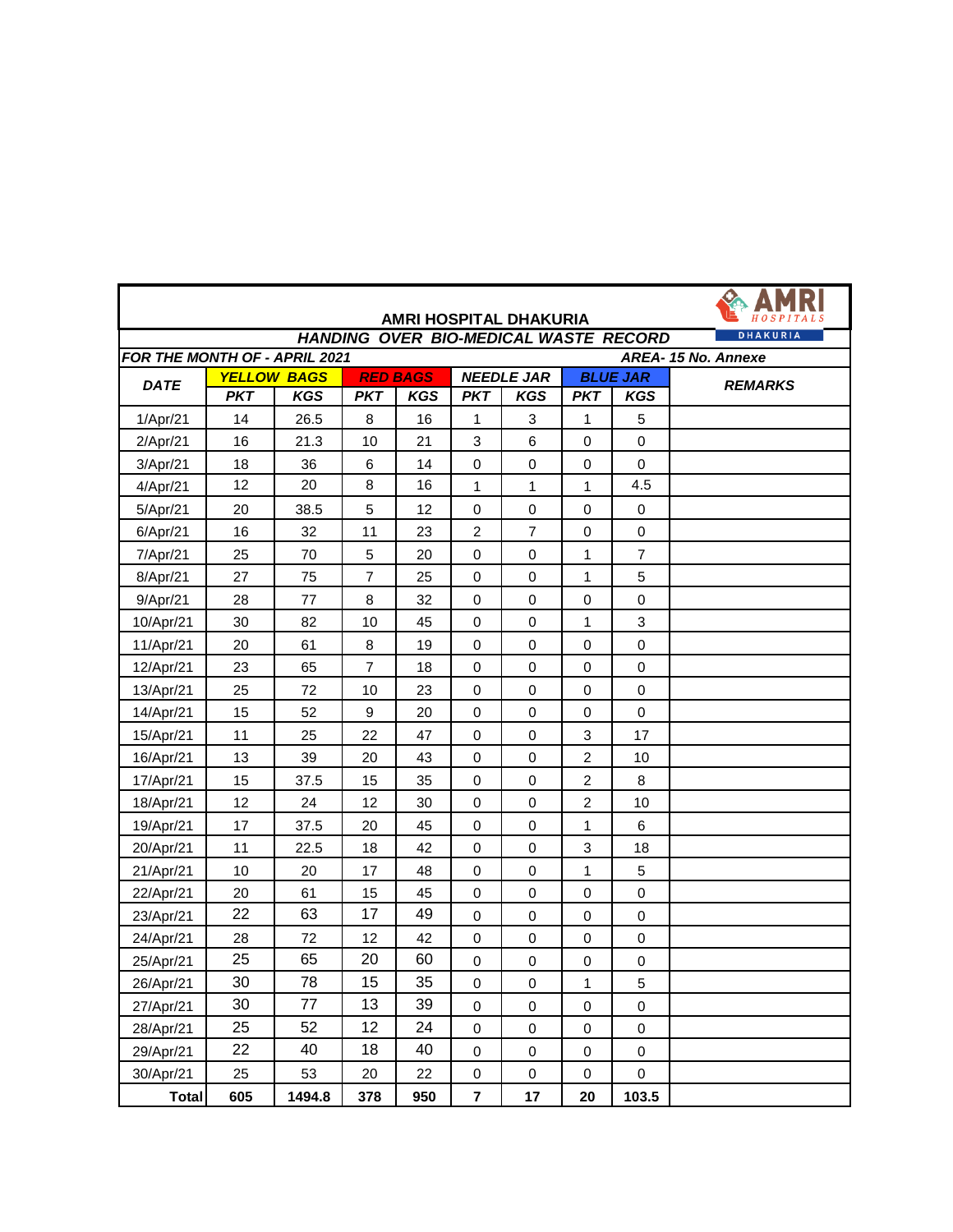# AMRI HOSPITAL DHAKURIA

## HANDING OVER BIO-MEDICAL WASTE RECORD

AMRI HOSPITALS DHAKURIA

***FOR THE MONTH OF - APRIL 2021*** ***AREA- 15 No. Annexe***

| DATE | YELLOW BAGS | | RED BAGS | | NEEDLE JAR | | BLUE JAR | | REMARKS |
|---|---|---|---|---|---|---|---|---|---|
| | PKT | KGS | PKT | KGS | PKT | KGS | PKT | KGS | |
| 1/Apr/21 | 14 | 26.5 | 8 | 16 | 1 | 3 | 1 | 5 | |
| 2/Apr/21 | 16 | 21.3 | 10 | 21 | 3 | 6 | 0 | 0 | |
| 3/Apr/21 | 18 | 36 | 6 | 14 | 0 | 0 | 0 | 0 | |
| 4/Apr/21 | 12 | 20 | 8 | 16 | 1 | 1 | 1 | 4.5 | |
| 5/Apr/21 | 20 | 38.5 | 5 | 12 | 0 | 0 | 0 | 0 | |
| 6/Apr/21 | 16 | 32 | 11 | 23 | 2 | 7 | 0 | 0 | |
| 7/Apr/21 | 25 | 70 | 5 | 20 | 0 | 0 | 1 | 7 | |
| 8/Apr/21 | 27 | 75 | 7 | 25 | 0 | 0 | 1 | 5 | |
| 9/Apr/21 | 28 | 77 | 8 | 32 | 0 | 0 | 0 | 0 | |
| 10/Apr/21 | 30 | 82 | 10 | 45 | 0 | 0 | 1 | 3 | |
| 11/Apr/21 | 20 | 61 | 8 | 19 | 0 | 0 | 0 | 0 | |
| 12/Apr/21 | 23 | 65 | 7 | 18 | 0 | 0 | 0 | 0 | |
| 13/Apr/21 | 25 | 72 | 10 | 23 | 0 | 0 | 0 | 0 | |
| 14/Apr/21 | 15 | 52 | 9 | 20 | 0 | 0 | 0 | 0 | |
| 15/Apr/21 | 11 | 25 | 22 | 47 | 0 | 0 | 3 | 17 | |
| 16/Apr/21 | 13 | 39 | 20 | 43 | 0 | 0 | 2 | 10 | |
| 17/Apr/21 | 15 | 37.5 | 15 | 35 | 0 | 0 | 2 | 8 | |
| 18/Apr/21 | 12 | 24 | 12 | 30 | 0 | 0 | 2 | 10 | |
| 19/Apr/21 | 17 | 37.5 | 20 | 45 | 0 | 0 | 1 | 6 | |
| 20/Apr/21 | 11 | 22.5 | 18 | 42 | 0 | 0 | 3 | 18 | |
| 21/Apr/21 | 10 | 20 | 17 | 48 | 0 | 0 | 1 | 5 | |
| 22/Apr/21 | 20 | 61 | 15 | 45 | 0 | 0 | 0 | 0 | |
| 23/Apr/21 | 22 | 63 | 17 | 49 | 0 | 0 | 0 | 0 | |
| 24/Apr/21 | 28 | 72 | 12 | 42 | 0 | 0 | 0 | 0 | |
| 25/Apr/21 | 25 | 65 | 20 | 60 | 0 | 0 | 0 | 0 | |
| 26/Apr/21 | 30 | 78 | 15 | 35 | 0 | 0 | 1 | 5 | |
| 27/Apr/21 | 30 | 77 | 13 | 39 | 0 | 0 | 0 | 0 | |
| 28/Apr/21 | 25 | 52 | 12 | 24 | 0 | 0 | 0 | 0 | |
| 29/Apr/21 | 22 | 40 | 18 | 40 | 0 | 0 | 0 | 0 | |
| 30/Apr/21 | 25 | 53 | 20 | 22 | 0 | 0 | 0 | 0 | |
| **Total** | **605** | **1494.8** | **378** | **950** | **7** | **17** | **20** | **103.5** | |